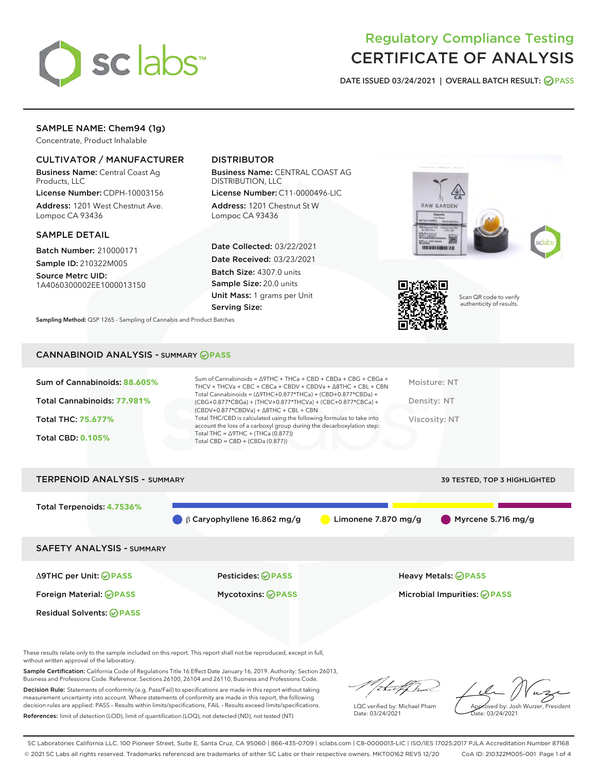# Regulatory Compliance Testing
# CERTIFICATE OF ANALYSIS

DATE ISSUED 03/24/2021 | OVERALL BATCH RESULT: PASS

## SAMPLE NAME: Chem94 (1g)

Concentrate, Product Inhalable

### CULTIVATOR / MANUFACTURER

**Business Name:** Central Coast Ag Products, LLC

**License Number:** CDPH-10003156

**Address:** 1201 West Chestnut Ave. Lompoc CA 93436

### DISTRIBUTOR

**Business Name:** CENTRAL COAST AG DISTRIBUTION, LLC

**License Number:** C11-0000496-LIC

**Address:** 1201 Chestnut St W Lompoc CA 93436

### SAMPLE DETAIL

**Batch Number:** 210000171

**Sample ID:** 210322M005

**Source Metrc UID:** 1A4060300002EE1000013150

**Date Collected:** 03/22/2021

**Date Received:** 03/23/2021

**Batch Size:** 4307.0 units

**Sample Size:** 20.0 units

**Unit Mass:** 1 grams per Unit

**Serving Size:**

Scan QR code to verify authenticity of results.

**Sampling Method:** QSP 1265 - Sampling of Cannabis and Product Batches

## CANNABINOID ANALYSIS - SUMMARY PASS

Sum of Cannabinoids: **88.605%**

Total Cannabinoids: **77.981%**

Total THC: **75.677%**

Total CBD: **0.105%**

Sum of Cannabinoids = Δ9THC + THCa + CBD + CBDa + CBG + CBGa + THCV + THCVa + CBC + CBCa + CBDV + CBDVa + Δ8THC + CBL + CBN

Total Cannabinoids = (Δ9THC+0.877*THCa) + (CBD+0.877*CBDa) + (CBG+0.877*CBGa) + (THCV+0.877*THCVa) + (CBC+0.877*CBCa) + (CBDV+0.877*CBDVa) + Δ8THC + CBL + CBN

Total THC/CBD is calculated using the following formulas to take into account the loss of a carboxyl group during the decarboxylation step:

Total THC = Δ9THC + (THCa (0.877))

Total CBD = CBD + (CBDa (0.877))

Moisture: NT

Density: NT

Viscosity: NT

## TERPENOID ANALYSIS - SUMMARY

39 TESTED, TOP 3 HIGHLIGHTED

Total Terpenoids: **4.7536%**

β Caryophyllene 16.862 mg/g | Limonene 7.870 mg/g | Myrcene 5.716 mg/g

## SAFETY ANALYSIS - SUMMARY

| | | |
|---|---|---|
| Δ9THC per Unit: PASS | Pesticides: PASS | Heavy Metals: PASS |
| Foreign Material: PASS | Mycotoxins: PASS | Microbial Impurities: PASS |
| Residual Solvents: PASS | | |

These results relate only to the sample included on this report. This report shall not be reproduced, except in full, without written approval of the laboratory.

**Sample Certification:** California Code of Regulations Title 16 Effect Date January 16, 2019. Authority: Section 26013, Business and Professions Code. Reference: Sections 26100, 26104 and 26110, Business and Professions Code.

**Decision Rule:** Statements of conformity (e.g. Pass/Fail) to specifications are made in this report without taking measurement uncertainty into account. Where statements of conformity are made in this report, the following decision rules are applied: PASS – Results within limits/specifications, FAIL – Results exceed limits/specifications.

**References:** limit of detection (LOD), limit of quantification (LOQ), not detected (ND), not tested (NT)

LQC verified by: Michael Pham
Date: 03/24/2021

Approved by: Josh Wurzer, President
Date: 03/24/2021

SC Laboratories California LLC. 100 Pioneer Street, Suite E, Santa Cruz, CA 95060 | 866-435-0709 | sclabs.com | C8-0000013-LIC | ISO/IES 17025:2017 PJLA Accreditation Number 87168
© 2021 SC Labs all rights reserved. Trademarks referenced are trademarks of either SC Labs or their respective owners. MKT00162 REV5 12/20 CoA ID: 210322M005-001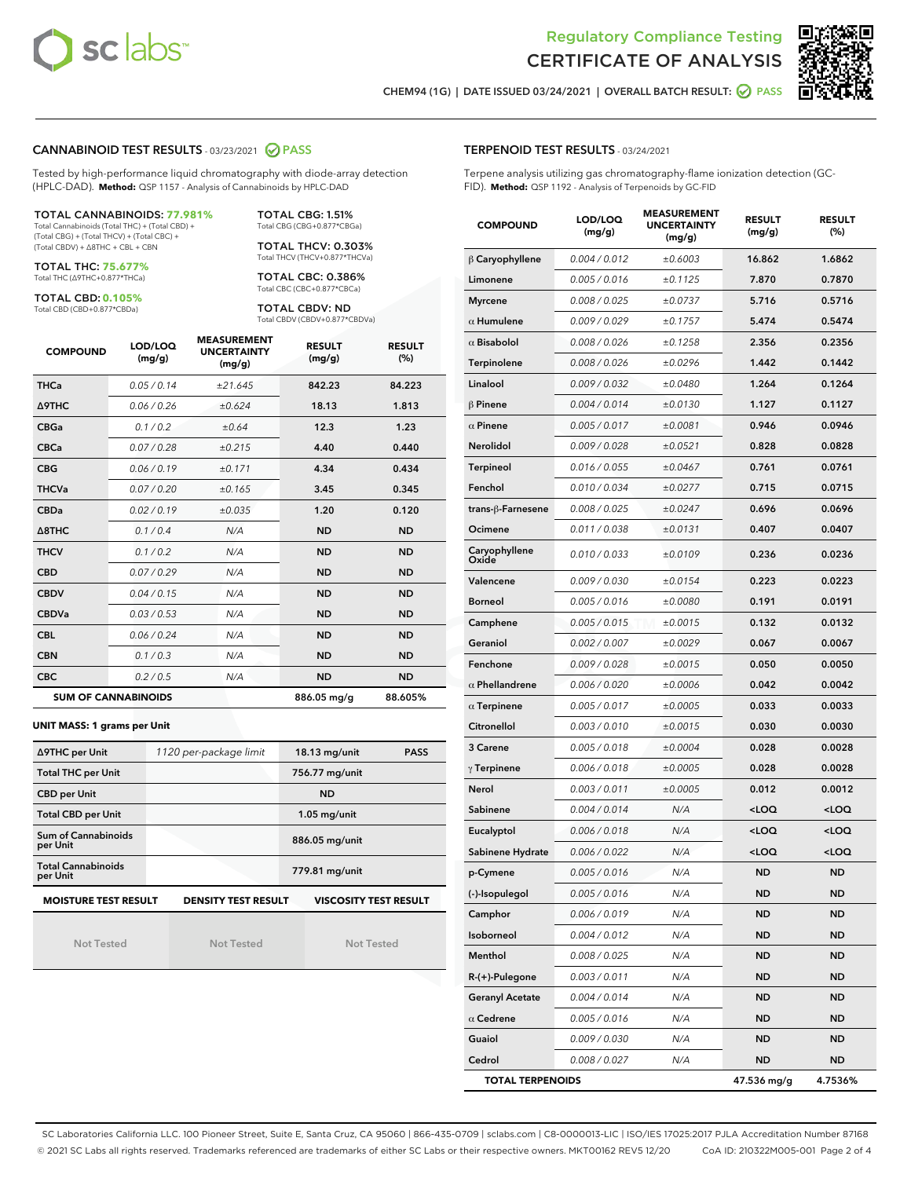# Regulatory Compliance Testing
# CERTIFICATE OF ANALYSIS

CHEM94 (1G) | DATE ISSUED 03/24/2021 | OVERALL BATCH RESULT: PASS

## CANNABINOID TEST RESULTS - 03/23/2021 PASS

Tested by high-performance liquid chromatography with diode-array detection (HPLC-DAD). **Method:** QSP 1157 - Analysis of Cannabinoids by HPLC-DAD

**TOTAL CANNABINOIDS: 77.981%**
Total Cannabinoids (Total THC) + (Total CBD) + (Total CBG) + (Total THCV) + (Total CBC) + (Total CBDV) + Δ8THC + CBL + CBN

**TOTAL THC: 75.677%**
Total THC (Δ9THC+0.877*THCa)

**TOTAL CBD: 0.105%**
Total CBD (CBD+0.877*CBDa)

**TOTAL CBG: 1.51%**
Total CBG (CBG+0.877*CBGa)

**TOTAL THCV: 0.303%**
Total THCV (THCV+0.877*THCVa)

**TOTAL CBC: 0.386%**
Total CBC (CBC+0.877*CBCa)

**TOTAL CBDV: ND**
Total CBDV (CBDV+0.877*CBDVa)

| COMPOUND | LOD/LOQ (mg/g) | MEASUREMENT UNCERTAINTY (mg/g) | RESULT (mg/g) | RESULT (%) |
|---|---|---|---|---|
| THCa | 0.05 / 0.14 | ±21.645 | 842.23 | 84.223 |
| Δ9THC | 0.06 / 0.26 | ±0.624 | 18.13 | 1.813 |
| CBGa | 0.1 / 0.2 | ±0.64 | 12.3 | 1.23 |
| CBCa | 0.07 / 0.28 | ±0.215 | 4.40 | 0.440 |
| CBG | 0.06 / 0.19 | ±0.171 | 4.34 | 0.434 |
| THCVa | 0.07 / 0.20 | ±0.165 | 3.45 | 0.345 |
| CBDa | 0.02 / 0.19 | ±0.035 | 1.20 | 0.120 |
| Δ8THC | 0.1 / 0.4 | N/A | ND | ND |
| THCV | 0.1 / 0.2 | N/A | ND | ND |
| CBD | 0.07 / 0.29 | N/A | ND | ND |
| CBDV | 0.04 / 0.15 | N/A | ND | ND |
| CBDVa | 0.03 / 0.53 | N/A | ND | ND |
| CBL | 0.06 / 0.24 | N/A | ND | ND |
| CBN | 0.1 / 0.3 | N/A | ND | ND |
| CBC | 0.2 / 0.5 | N/A | ND | ND |
| **SUM OF CANNABINOIDS** | | | **886.05 mg/g** | **88.605%** |

### UNIT MASS: 1 grams per Unit

| | | | |
|---|---|---|---|
| Δ9THC per Unit | 1120 per-package limit | 18.13 mg/unit | PASS |
| Total THC per Unit | | 756.77 mg/unit | |
| CBD per Unit | | ND | |
| Total CBD per Unit | | 1.05 mg/unit | |
| Sum of Cannabinoids per Unit | | 886.05 mg/unit | |
| Total Cannabinoids per Unit | | 779.81 mg/unit | |

| MOISTURE TEST RESULT | DENSITY TEST RESULT | VISCOSITY TEST RESULT |
|---|---|---|
| Not Tested | Not Tested | Not Tested |

## TERPENOID TEST RESULTS - 03/24/2021

Terpene analysis utilizing gas chromatography-flame ionization detection (GC-FID). **Method:** QSP 1192 - Analysis of Terpenoids by GC-FID

| COMPOUND | LOD/LOQ (mg/g) | MEASUREMENT UNCERTAINTY (mg/g) | RESULT (mg/g) | RESULT (%) |
|---|---|---|---|---|
| β Caryophyllene | 0.004 / 0.012 | ±0.6003 | 16.862 | 1.6862 |
| Limonene | 0.005 / 0.016 | ±0.1125 | 7.870 | 0.7870 |
| Myrcene | 0.008 / 0.025 | ±0.0737 | 5.716 | 0.5716 |
| α Humulene | 0.009 / 0.029 | ±0.1757 | 5.474 | 0.5474 |
| α Bisabolol | 0.008 / 0.026 | ±0.1258 | 2.356 | 0.2356 |
| Terpinolene | 0.008 / 0.026 | ±0.0296 | 1.442 | 0.1442 |
| Linalool | 0.009 / 0.032 | ±0.0480 | 1.264 | 0.1264 |
| β Pinene | 0.004 / 0.014 | ±0.0130 | 1.127 | 0.1127 |
| α Pinene | 0.005 / 0.017 | ±0.0081 | 0.946 | 0.0946 |
| Nerolidol | 0.009 / 0.028 | ±0.0521 | 0.828 | 0.0828 |
| Terpineol | 0.016 / 0.055 | ±0.0467 | 0.761 | 0.0761 |
| Fenchol | 0.010 / 0.034 | ±0.0277 | 0.715 | 0.0715 |
| trans-β-Farnesene | 0.008 / 0.025 | ±0.0247 | 0.696 | 0.0696 |
| Ocimene | 0.011 / 0.038 | ±0.0131 | 0.407 | 0.0407 |
| Caryophyllene Oxide | 0.010 / 0.033 | ±0.0109 | 0.236 | 0.0236 |
| Valencene | 0.009 / 0.030 | ±0.0154 | 0.223 | 0.0223 |
| Borneol | 0.005 / 0.016 | ±0.0080 | 0.191 | 0.0191 |
| Camphene | 0.005 / 0.015 | ±0.0015 | 0.132 | 0.0132 |
| Geraniol | 0.002 / 0.007 | ±0.0029 | 0.067 | 0.0067 |
| Fenchone | 0.009 / 0.028 | ±0.0015 | 0.050 | 0.0050 |
| α Phellandrene | 0.006 / 0.020 | ±0.0006 | 0.042 | 0.0042 |
| α Terpinene | 0.005 / 0.017 | ±0.0005 | 0.033 | 0.0033 |
| Citronellol | 0.003 / 0.010 | ±0.0015 | 0.030 | 0.0030 |
| 3 Carene | 0.005 / 0.018 | ±0.0004 | 0.028 | 0.0028 |
| γ Terpinene | 0.006 / 0.018 | ±0.0005 | 0.028 | 0.0028 |
| Nerol | 0.003 / 0.011 | ±0.0005 | 0.012 | 0.0012 |
| Sabinene | 0.004 / 0.014 | N/A | <LOQ | <LOQ |
| Eucalyptol | 0.006 / 0.018 | N/A | <LOQ | <LOQ |
| Sabinene Hydrate | 0.006 / 0.022 | N/A | <LOQ | <LOQ |
| p-Cymene | 0.005 / 0.016 | N/A | ND | ND |
| (-)-Isopulegol | 0.005 / 0.016 | N/A | ND | ND |
| Camphor | 0.006 / 0.019 | N/A | ND | ND |
| Isoborneol | 0.004 / 0.012 | N/A | ND | ND |
| Menthol | 0.008 / 0.025 | N/A | ND | ND |
| R-(+)-Pulegone | 0.003 / 0.011 | N/A | ND | ND |
| Geranyl Acetate | 0.004 / 0.014 | N/A | ND | ND |
| α Cedrene | 0.005 / 0.016 | N/A | ND | ND |
| Guaiol | 0.009 / 0.030 | N/A | ND | ND |
| Cedrol | 0.008 / 0.027 | N/A | ND | ND |
| **TOTAL TERPENOIDS** | | | **47.536 mg/g** | **4.7536%** |

SC Laboratories California LLC. 100 Pioneer Street, Suite E, Santa Cruz, CA 95060 | 866-435-0709 | sclabs.com | C8-0000013-LIC | ISO/IES 17025:2017 PJLA Accreditation Number 87168
© 2021 SC Labs all rights reserved. Trademarks referenced are trademarks of either SC Labs or their respective owners. MKT00162 REV5 12/20 CoA ID: 210322M005-001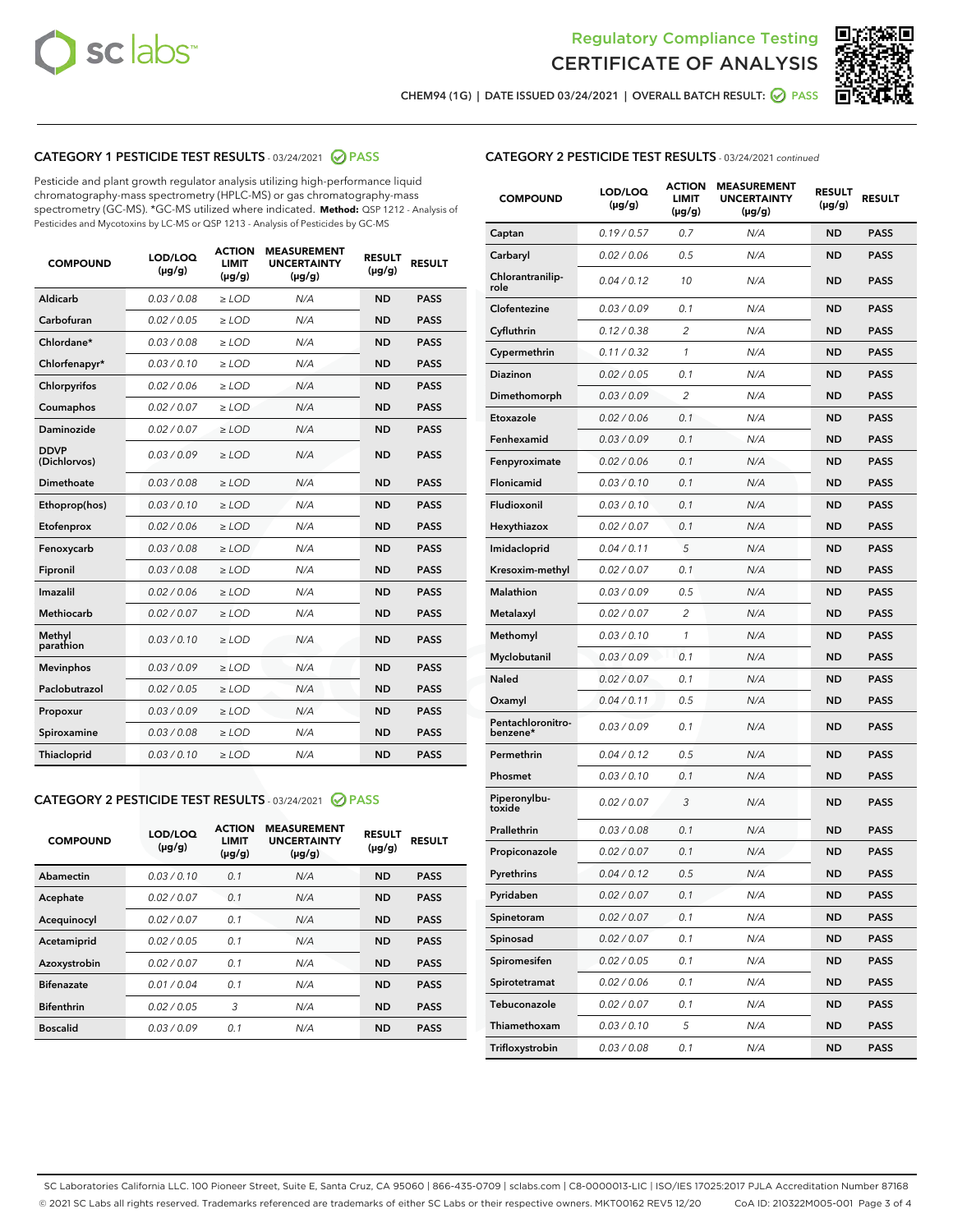Regulatory Compliance Testing

# CERTIFICATE OF ANALYSIS

CHEM94 (1G) | DATE ISSUED 03/24/2021 | OVERALL BATCH RESULT: PASS

## CATEGORY 1 PESTICIDE TEST RESULTS - 03/24/2021 PASS

Pesticide and plant growth regulator analysis utilizing high-performance liquid chromatography-mass spectrometry (HPLC-MS) or gas chromatography-mass spectrometry (GC-MS). *GC-MS utilized where indicated. **Method:** QSP 1212 - Analysis of Pesticides and Mycotoxins by LC-MS or QSP 1213 - Analysis of Pesticides by GC-MS

| COMPOUND | LOD/LOQ (µg/g) | ACTION LIMIT (µg/g) | MEASUREMENT UNCERTAINTY (µg/g) | RESULT (µg/g) | RESULT |
|---|---|---|---|---|---|
| Aldicarb | 0.03 / 0.08 | ≥ LOD | N/A | ND | PASS |
| Carbofuran | 0.02 / 0.05 | ≥ LOD | N/A | ND | PASS |
| Chlordane* | 0.03 / 0.08 | ≥ LOD | N/A | ND | PASS |
| Chlorfenapyr* | 0.03 / 0.10 | ≥ LOD | N/A | ND | PASS |
| Chlorpyrifos | 0.02 / 0.06 | ≥ LOD | N/A | ND | PASS |
| Coumaphos | 0.02 / 0.07 | ≥ LOD | N/A | ND | PASS |
| Daminozide | 0.02 / 0.07 | ≥ LOD | N/A | ND | PASS |
| DDVP (Dichlorvos) | 0.03 / 0.09 | ≥ LOD | N/A | ND | PASS |
| Dimethoate | 0.03 / 0.08 | ≥ LOD | N/A | ND | PASS |
| Ethoprop(hos) | 0.03 / 0.10 | ≥ LOD | N/A | ND | PASS |
| Etofenprox | 0.02 / 0.06 | ≥ LOD | N/A | ND | PASS |
| Fenoxycarb | 0.03 / 0.08 | ≥ LOD | N/A | ND | PASS |
| Fipronil | 0.03 / 0.08 | ≥ LOD | N/A | ND | PASS |
| Imazalil | 0.02 / 0.06 | ≥ LOD | N/A | ND | PASS |
| Methiocarb | 0.02 / 0.07 | ≥ LOD | N/A | ND | PASS |
| Methyl parathion | 0.03 / 0.10 | ≥ LOD | N/A | ND | PASS |
| Mevinphos | 0.03 / 0.09 | ≥ LOD | N/A | ND | PASS |
| Paclobutrazol | 0.02 / 0.05 | ≥ LOD | N/A | ND | PASS |
| Propoxur | 0.03 / 0.09 | ≥ LOD | N/A | ND | PASS |
| Spiroxamine | 0.03 / 0.08 | ≥ LOD | N/A | ND | PASS |
| Thiacloprid | 0.03 / 0.10 | ≥ LOD | N/A | ND | PASS |

## CATEGORY 2 PESTICIDE TEST RESULTS - 03/24/2021 PASS

| COMPOUND | LOD/LOQ (µg/g) | ACTION LIMIT (µg/g) | MEASUREMENT UNCERTAINTY (µg/g) | RESULT (µg/g) | RESULT |
|---|---|---|---|---|---|
| Abamectin | 0.03 / 0.10 | 0.1 | N/A | ND | PASS |
| Acephate | 0.02 / 0.07 | 0.1 | N/A | ND | PASS |
| Acequinocyl | 0.02 / 0.07 | 0.1 | N/A | ND | PASS |
| Acetamiprid | 0.02 / 0.05 | 0.1 | N/A | ND | PASS |
| Azoxystrobin | 0.02 / 0.07 | 0.1 | N/A | ND | PASS |
| Bifenazate | 0.01 / 0.04 | 0.1 | N/A | ND | PASS |
| Bifenthrin | 0.02 / 0.05 | 3 | N/A | ND | PASS |
| Boscalid | 0.03 / 0.09 | 0.1 | N/A | ND | PASS |
| Captan | 0.19 / 0.57 | 0.7 | N/A | ND | PASS |
| Carbaryl | 0.02 / 0.06 | 0.5 | N/A | ND | PASS |
| Chlorantraniliprole | 0.04 / 0.12 | 10 | N/A | ND | PASS |
| Clofentezine | 0.03 / 0.09 | 0.1 | N/A | ND | PASS |
| Cyfluthrin | 0.12 / 0.38 | 2 | N/A | ND | PASS |
| Cypermethrin | 0.11 / 0.32 | 1 | N/A | ND | PASS |
| Diazinon | 0.02 / 0.05 | 0.1 | N/A | ND | PASS |
| Dimethomorph | 0.03 / 0.09 | 2 | N/A | ND | PASS |
| Etoxazole | 0.02 / 0.06 | 0.1 | N/A | ND | PASS |
| Fenhexamid | 0.03 / 0.09 | 0.1 | N/A | ND | PASS |
| Fenpyroximate | 0.02 / 0.06 | 0.1 | N/A | ND | PASS |
| Flonicamid | 0.03 / 0.10 | 0.1 | N/A | ND | PASS |
| Fludioxonil | 0.03 / 0.10 | 0.1 | N/A | ND | PASS |
| Hexythiazox | 0.02 / 0.07 | 0.1 | N/A | ND | PASS |
| Imidacloprid | 0.04 / 0.11 | 5 | N/A | ND | PASS |
| Kresoxim-methyl | 0.02 / 0.07 | 0.1 | N/A | ND | PASS |
| Malathion | 0.03 / 0.09 | 0.5 | N/A | ND | PASS |
| Metalaxyl | 0.02 / 0.07 | 2 | N/A | ND | PASS |
| Methomyl | 0.03 / 0.10 | 1 | N/A | ND | PASS |
| Myclobutanil | 0.03 / 0.09 | 0.1 | N/A | ND | PASS |
| Naled | 0.02 / 0.07 | 0.1 | N/A | ND | PASS |
| Oxamyl | 0.04 / 0.11 | 0.5 | N/A | ND | PASS |
| Pentachloronitrobenzene* | 0.03 / 0.09 | 0.1 | N/A | ND | PASS |
| Permethrin | 0.04 / 0.12 | 0.5 | N/A | ND | PASS |
| Phosmet | 0.03 / 0.10 | 0.1 | N/A | ND | PASS |
| Piperonylbutoxide | 0.02 / 0.07 | 3 | N/A | ND | PASS |
| Prallethrin | 0.03 / 0.08 | 0.1 | N/A | ND | PASS |
| Propiconazole | 0.02 / 0.07 | 0.1 | N/A | ND | PASS |
| Pyrethrins | 0.04 / 0.12 | 0.5 | N/A | ND | PASS |
| Pyridaben | 0.02 / 0.07 | 0.1 | N/A | ND | PASS |
| Spinetoram | 0.02 / 0.07 | 0.1 | N/A | ND | PASS |
| Spinosad | 0.02 / 0.07 | 0.1 | N/A | ND | PASS |
| Spiromesifen | 0.02 / 0.05 | 0.1 | N/A | ND | PASS |
| Spirotetramat | 0.02 / 0.06 | 0.1 | N/A | ND | PASS |
| Tebuconazole | 0.02 / 0.07 | 0.1 | N/A | ND | PASS |
| Thiamethoxam | 0.03 / 0.10 | 5 | N/A | ND | PASS |
| Trifloxystrobin | 0.03 / 0.08 | 0.1 | N/A | ND | PASS |

SC Laboratories California LLC. 100 Pioneer Street, Suite E, Santa Cruz, CA 95060 | 866-435-0709 | sclabs.com | C8-0000013-LIC | ISO/IES 17025:2017 PJLA Accreditation Number 87168
© 2021 SC Labs all rights reserved. Trademarks referenced are trademarks of either SC Labs or their respective owners. MKT00162 REV5 12/20 CoA ID: 210322M005-001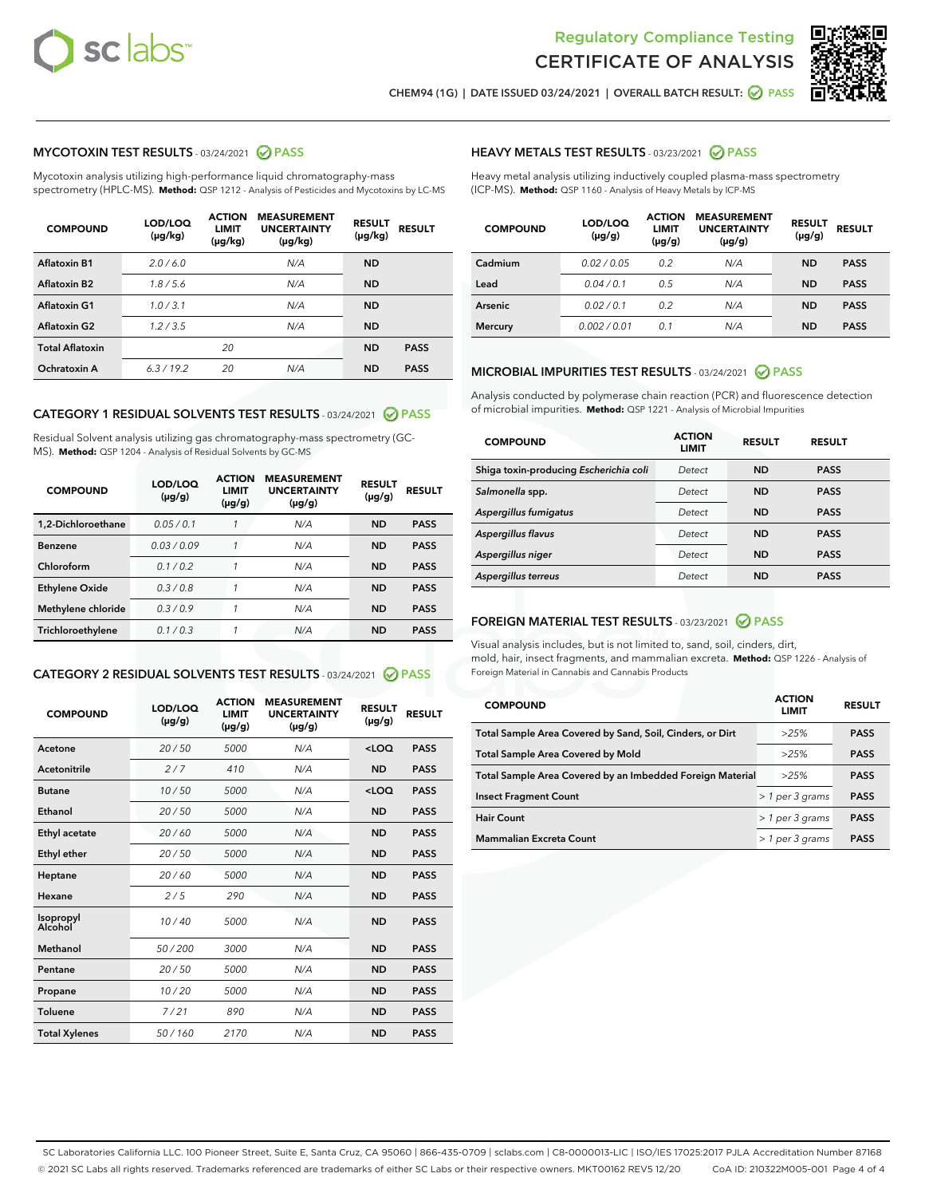Regulatory Compliance Testing

# CERTIFICATE OF ANALYSIS

CHEM94 (1G) | DATE ISSUED 03/24/2021 | OVERALL BATCH RESULT: PASS

## MYCOTOXIN TEST RESULTS - 03/24/2021 PASS

Mycotoxin analysis utilizing high-performance liquid chromatography-mass spectrometry (HPLC-MS). **Method:** QSP 1212 - Analysis of Pesticides and Mycotoxins by LC-MS

| COMPOUND | LOD/LOQ (μg/kg) | ACTION LIMIT (μg/kg) | MEASUREMENT UNCERTAINTY (μg/kg) | RESULT (μg/kg) | RESULT |
|---|---|---|---|---|---|
| Aflatoxin B1 | 2.0 / 6.0 | | N/A | ND | |
| Aflatoxin B2 | 1.8 / 5.6 | | N/A | ND | |
| Aflatoxin G1 | 1.0 / 3.1 | | N/A | ND | |
| Aflatoxin G2 | 1.2 / 3.5 | | N/A | ND | |
| Total Aflatoxin | | 20 | | ND | PASS |
| Ochratoxin A | 6.3 / 19.2 | 20 | N/A | ND | PASS |

## CATEGORY 1 RESIDUAL SOLVENTS TEST RESULTS - 03/24/2021 PASS

Residual Solvent analysis utilizing gas chromatography-mass spectrometry (GC-MS). **Method:** QSP 1204 - Analysis of Residual Solvents by GC-MS

| COMPOUND | LOD/LOQ (μg/g) | ACTION LIMIT (μg/g) | MEASUREMENT UNCERTAINTY (μg/g) | RESULT (μg/g) | RESULT |
|---|---|---|---|---|---|
| 1,2-Dichloroethane | 0.05 / 0.1 | 1 | N/A | ND | PASS |
| Benzene | 0.03 / 0.09 | 1 | N/A | ND | PASS |
| Chloroform | 0.1 / 0.2 | 1 | N/A | ND | PASS |
| Ethylene Oxide | 0.3 / 0.8 | 1 | N/A | ND | PASS |
| Methylene chloride | 0.3 / 0.9 | 1 | N/A | ND | PASS |
| Trichloroethylene | 0.1 / 0.3 | 1 | N/A | ND | PASS |

## CATEGORY 2 RESIDUAL SOLVENTS TEST RESULTS - 03/24/2021 PASS

| COMPOUND | LOD/LOQ (μg/g) | ACTION LIMIT (μg/g) | MEASUREMENT UNCERTAINTY (μg/g) | RESULT (μg/g) | RESULT |
|---|---|---|---|---|---|
| Acetone | 20 / 50 | 5000 | N/A | <LOQ | PASS |
| Acetonitrile | 2 / 7 | 410 | N/A | ND | PASS |
| Butane | 10 / 50 | 5000 | N/A | <LOQ | PASS |
| Ethanol | 20 / 50 | 5000 | N/A | ND | PASS |
| Ethyl acetate | 20 / 60 | 5000 | N/A | ND | PASS |
| Ethyl ether | 20 / 50 | 5000 | N/A | ND | PASS |
| Heptane | 20 / 60 | 5000 | N/A | ND | PASS |
| Hexane | 2 / 5 | 290 | N/A | ND | PASS |
| Isopropyl Alcohol | 10 / 40 | 5000 | N/A | ND | PASS |
| Methanol | 50 / 200 | 3000 | N/A | ND | PASS |
| Pentane | 20 / 50 | 5000 | N/A | ND | PASS |
| Propane | 10 / 20 | 5000 | N/A | ND | PASS |
| Toluene | 7 / 21 | 890 | N/A | ND | PASS |
| Total Xylenes | 50 / 160 | 2170 | N/A | ND | PASS |

## HEAVY METALS TEST RESULTS - 03/23/2021 PASS

Heavy metal analysis utilizing inductively coupled plasma-mass spectrometry (ICP-MS). **Method:** QSP 1160 - Analysis of Heavy Metals by ICP-MS

| COMPOUND | LOD/LOQ (μg/g) | ACTION LIMIT (μg/g) | MEASUREMENT UNCERTAINTY (μg/g) | RESULT (μg/g) | RESULT |
|---|---|---|---|---|---|
| Cadmium | 0.02 / 0.05 | 0.2 | N/A | ND | PASS |
| Lead | 0.04 / 0.1 | 0.5 | N/A | ND | PASS |
| Arsenic | 0.02 / 0.1 | 0.2 | N/A | ND | PASS |
| Mercury | 0.002 / 0.01 | 0.1 | N/A | ND | PASS |

## MICROBIAL IMPURITIES TEST RESULTS - 03/24/2021 PASS

Analysis conducted by polymerase chain reaction (PCR) and fluorescence detection of microbial impurities. **Method:** QSP 1221 - Analysis of Microbial Impurities

| COMPOUND | ACTION LIMIT | RESULT | RESULT |
|---|---|---|---|
| *Shiga toxin-producing Escherichia coli* | Detect | ND | PASS |
| *Salmonella* spp. | Detect | ND | PASS |
| *Aspergillus fumigatus* | Detect | ND | PASS |
| *Aspergillus flavus* | Detect | ND | PASS |
| *Aspergillus niger* | Detect | ND | PASS |
| *Aspergillus terreus* | Detect | ND | PASS |

## FOREIGN MATERIAL TEST RESULTS - 03/23/2021 PASS

Visual analysis includes, but is not limited to, sand, soil, cinders, dirt, mold, hair, insect fragments, and mammalian excreta. **Method:** QSP 1226 - Analysis of Foreign Material in Cannabis and Cannabis Products

| COMPOUND | ACTION LIMIT | RESULT |
|---|---|---|
| Total Sample Area Covered by Sand, Soil, Cinders, or Dirt | >25% | PASS |
| Total Sample Area Covered by Mold | >25% | PASS |
| Total Sample Area Covered by an Imbedded Foreign Material | >25% | PASS |
| Insect Fragment Count | > 1 per 3 grams | PASS |
| Hair Count | > 1 per 3 grams | PASS |
| Mammalian Excreta Count | > 1 per 3 grams | PASS |

SC Laboratories California LLC. 100 Pioneer Street, Suite E, Santa Cruz, CA 95060 | 866-435-0709 | sclabs.com | C8-0000013-LIC | ISO/IES 17025:2017 PJLA Accreditation Number 87168
© 2021 SC Labs all rights reserved. Trademarks referenced are trademarks of either SC Labs or their respective owners. MKT00162 REV5 12/20 CoA ID: 210322M005-001